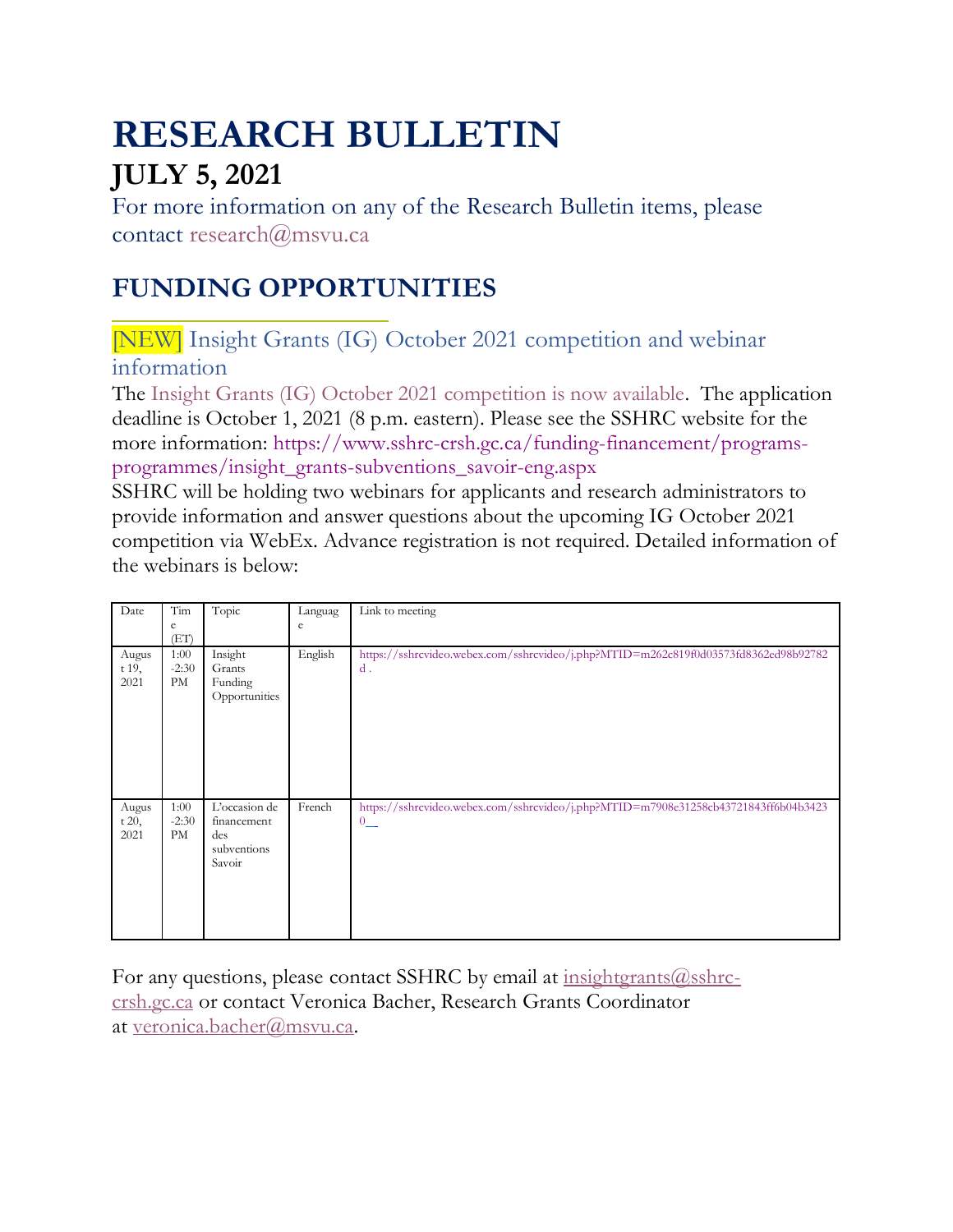# RESEARCH BULLETIN

## JULY 5, 2021

For more information on any of the Research Bulletin items, please contact research@msvu.ca

## FUNDING OPPORTUNITIES

### [NEW] Insight Grants (IG) October 2021 competition and webinar information

The Insight Grants (IG) October 2021 competition is now available. The application deadline is October 1, 2021 (8 p.m. eastern). Please see the SSHRC website for the more information: https://www.sshrc-crsh.gc.ca/funding-financement/programs-programmes/insight_grants-subventions_savoir-eng.aspx

SSHRC will be holding two webinars for applicants and research administrators to provide information and answer questions about the upcoming IG October 2021 competition via WebEx. Advance registration is not required. Detailed information of the webinars is below:

| Date | Time (ET) | Topic | Language | Link to meeting |
|---|---|---|---|---|
| August 19, 2021 | 1:00-2:30 PM | Insight Grants Funding Opportunities | English | https://sshrcvideo.webex.com/sshrcvideo/j.php?MTID=m262c819f0d03573fd8362ed98b92782d . |
| August 20, 2021 | 1:00-2:30 PM | L'occasion de financement des subventions Savoir | French | https://sshrcvideo.webex.com/sshrcvideo/j.php?MTID=m7908e31258cb43721843ff6b04b34230 |

For any questions, please contact SSHRC by email at insightgrants@sshrc-crsh.gc.ca or contact Veronica Bacher, Research Grants Coordinator at veronica.bacher@msvu.ca.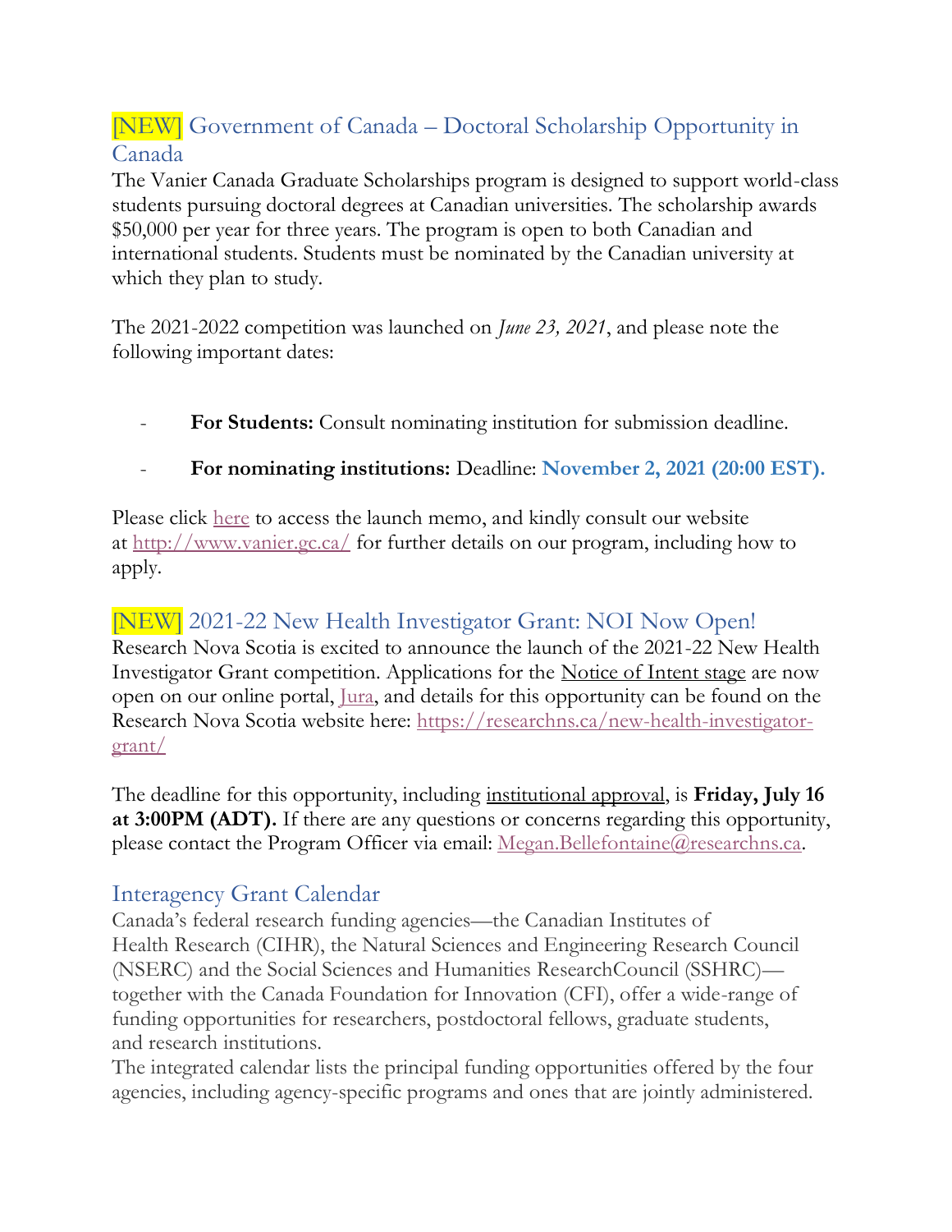## [NEW] Government of Canada – Doctoral Scholarship Opportunity in Canada

The Vanier Canada Graduate Scholarships program is designed to support world-class students pursuing doctoral degrees at Canadian universities. The scholarship awards $50,000 per year for three years. The program is open to both Canadian and international students. Students must be nominated by the Canadian university at which they plan to study.

The 2021-2022 competition was launched on *June 23, 2021*, and please note the following important dates:

- **For Students:** Consult nominating institution for submission deadline.
- **For nominating institutions:** Deadline: **November 2, 2021 (20:00 EST).**

Please click here to access the launch memo, and kindly consult our website at http://www.vanier.gc.ca/ for further details on our program, including how to apply.

## [NEW] 2021-22 New Health Investigator Grant: NOI Now Open!

Research Nova Scotia is excited to announce the launch of the 2021-22 New Health Investigator Grant competition. Applications for the Notice of Intent stage are now open on our online portal, Jura, and details for this opportunity can be found on the Research Nova Scotia website here: https://researchns.ca/new-health-investigator-grant/

The deadline for this opportunity, including institutional approval, is **Friday, July 16 at 3:00PM (ADT).** If there are any questions or concerns regarding this opportunity, please contact the Program Officer via email: Megan.Bellefontaine@researchns.ca.

## Interagency Grant Calendar

Canada's federal research funding agencies—the Canadian Institutes of Health Research (CIHR), the Natural Sciences and Engineering Research Council (NSERC) and the Social Sciences and Humanities ResearchCouncil (SSHRC)—together with the Canada Foundation for Innovation (CFI), offer a wide-range of funding opportunities for researchers, postdoctoral fellows, graduate students, and research institutions.

The integrated calendar lists the principal funding opportunities offered by the four agencies, including agency-specific programs and ones that are jointly administered.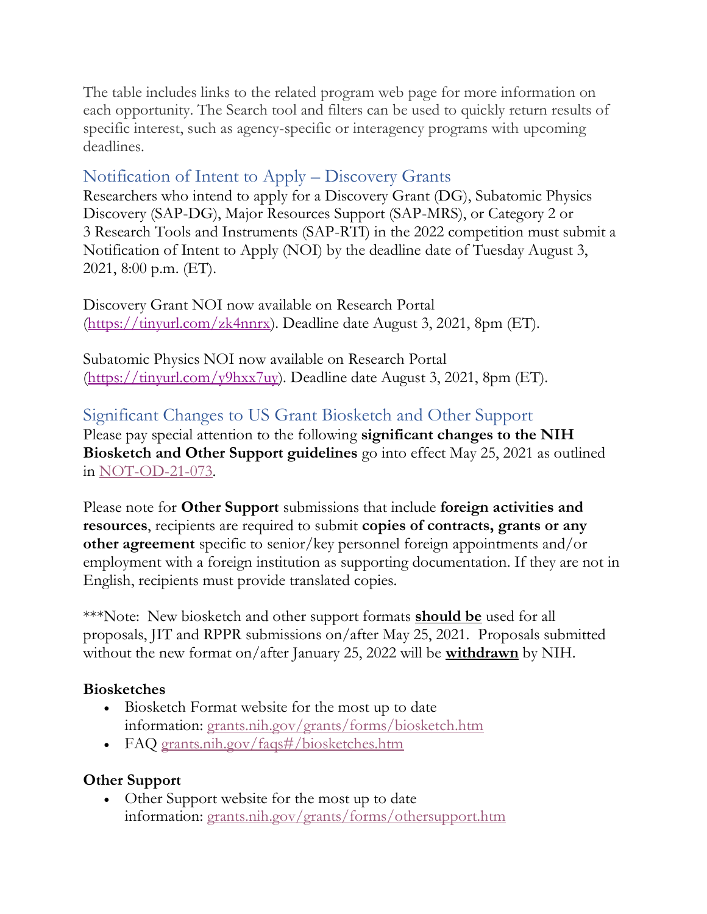The table includes links to the related program web page for more information on each opportunity. The Search tool and filters can be used to quickly return results of specific interest, such as agency-specific or interagency programs with upcoming deadlines.

## Notification of Intent to Apply – Discovery Grants

Researchers who intend to apply for a Discovery Grant (DG), Subatomic Physics Discovery (SAP-DG), Major Resources Support (SAP-MRS), or Category 2 or 3 Research Tools and Instruments (SAP-RTI) in the 2022 competition must submit a Notification of Intent to Apply (NOI) by the deadline date of Tuesday August 3, 2021, 8:00 p.m. (ET).

Discovery Grant NOI now available on Research Portal (https://tinyurl.com/zk4nnrx). Deadline date August 3, 2021, 8pm (ET).

Subatomic Physics NOI now available on Research Portal (https://tinyurl.com/y9hxx7uy). Deadline date August 3, 2021, 8pm (ET).

## Significant Changes to US Grant Biosketch and Other Support

Please pay special attention to the following **significant changes to the NIH Biosketch and Other Support guidelines** go into effect May 25, 2021 as outlined in NOT-OD-21-073.

Please note for **Other Support** submissions that include **foreign activities and resources**, recipients are required to submit **copies of contracts, grants or any other agreement** specific to senior/key personnel foreign appointments and/or employment with a foreign institution as supporting documentation. If they are not in English, recipients must provide translated copies.

***Note: New biosketch and other support formats **should be** used for all proposals, JIT and RPPR submissions on/after May 25, 2021. Proposals submitted without the new format on/after January 25, 2022 will be **withdrawn** by NIH.

**Biosketches**

- Biosketch Format website for the most up to date information: grants.nih.gov/grants/forms/biosketch.htm
- FAQ grants.nih.gov/faqs#/biosketches.htm

**Other Support**

- Other Support website for the most up to date information: grants.nih.gov/grants/forms/othersupport.htm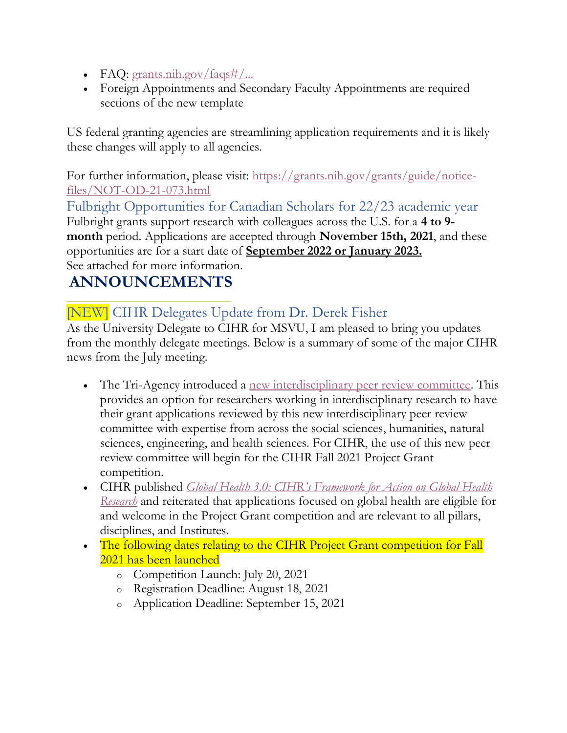- FAQ: grants.nih.gov/faqs#/...
- Foreign Appointments and Secondary Faculty Appointments are required sections of the new template

US federal granting agencies are streamlining application requirements and it is likely these changes will apply to all agencies.

For further information, please visit: https://grants.nih.gov/grants/guide/notice-files/NOT-OD-21-073.html

### Fulbright Opportunities for Canadian Scholars for 22/23 academic year

Fulbright grants support research with colleagues across the U.S. for a **4 to 9-month** period. Applications are accepted through **November 15th, 2021**, and these opportunities are for a start date of **September 2022 or January 2023.**
See attached for more information.

## ANNOUNCEMENTS

### [NEW] CIHR Delegates Update from Dr. Derek Fisher

As the University Delegate to CIHR for MSVU, I am pleased to bring you updates from the monthly delegate meetings. Below is a summary of some of the major CIHR news from the July meeting.

- The Tri-Agency introduced a new interdisciplinary peer review committee. This provides an option for researchers working in interdisciplinary research to have their grant applications reviewed by this new interdisciplinary peer review committee with expertise from across the social sciences, humanities, natural sciences, engineering, and health sciences. For CIHR, the use of this new peer review committee will begin for the CIHR Fall 2021 Project Grant competition.
- CIHR published *Global Health 3.0: CIHR's Framework for Action on Global Health Research* and reiterated that applications focused on global health are eligible for and welcome in the Project Grant competition and are relevant to all pillars, disciplines, and Institutes.
- The following dates relating to the CIHR Project Grant competition for Fall 2021 has been launched
  - Competition Launch: July 20, 2021
  - Registration Deadline: August 18, 2021
  - Application Deadline: September 15, 2021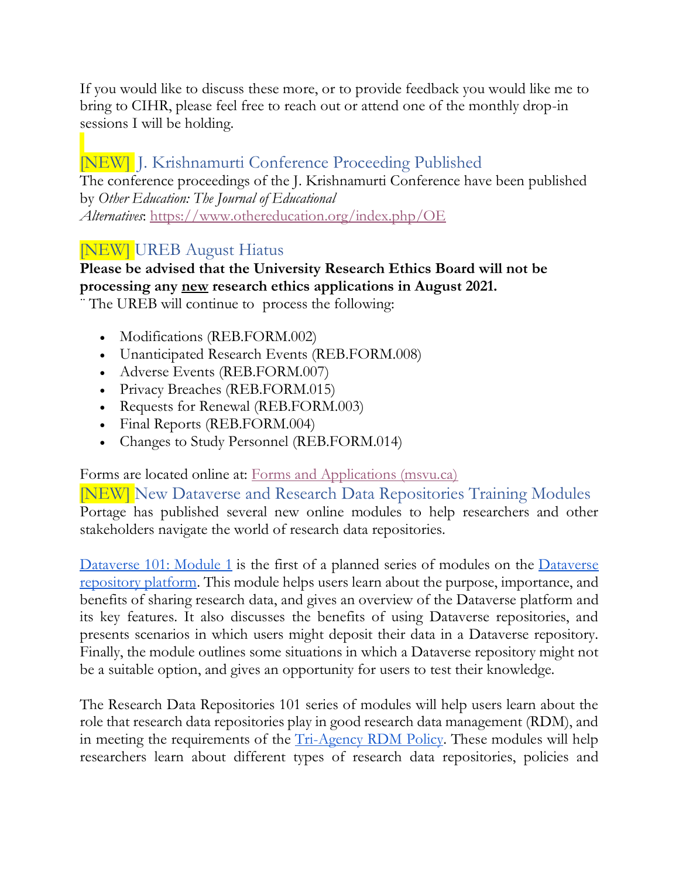If you would like to discuss these more, or to provide feedback you would like me to bring to CIHR, please feel free to reach out or attend one of the monthly drop-in sessions I will be holding.

## [NEW] J. Krishnamurti Conference Proceeding Published

The conference proceedings of the J. Krishnamurti Conference have been published by *Other Education: The Journal of Educational Alternatives*: https://www.othereducation.org/index.php/OE

## [NEW] UREB August Hiatus

**Please be advised that the University Research Ethics Board will not be processing any new research ethics applications in August 2021.**

¨ The UREB will continue to process the following:

- Modifications (REB.FORM.002)
- Unanticipated Research Events (REB.FORM.008)
- Adverse Events (REB.FORM.007)
- Privacy Breaches (REB.FORM.015)
- Requests for Renewal (REB.FORM.003)
- Final Reports (REB.FORM.004)
- Changes to Study Personnel (REB.FORM.014)

Forms are located online at: Forms and Applications (msvu.ca)

## [NEW] New Dataverse and Research Data Repositories Training Modules

Portage has published several new online modules to help researchers and other stakeholders navigate the world of research data repositories.

Dataverse 101: Module 1 is the first of a planned series of modules on the Dataverse repository platform. This module helps users learn about the purpose, importance, and benefits of sharing research data, and gives an overview of the Dataverse platform and its key features. It also discusses the benefits of using Dataverse repositories, and presents scenarios in which users might deposit their data in a Dataverse repository. Finally, the module outlines some situations in which a Dataverse repository might not be a suitable option, and gives an opportunity for users to test their knowledge.

The Research Data Repositories 101 series of modules will help users learn about the role that research data repositories play in good research data management (RDM), and in meeting the requirements of the Tri-Agency RDM Policy. These modules will help researchers learn about different types of research data repositories, policies and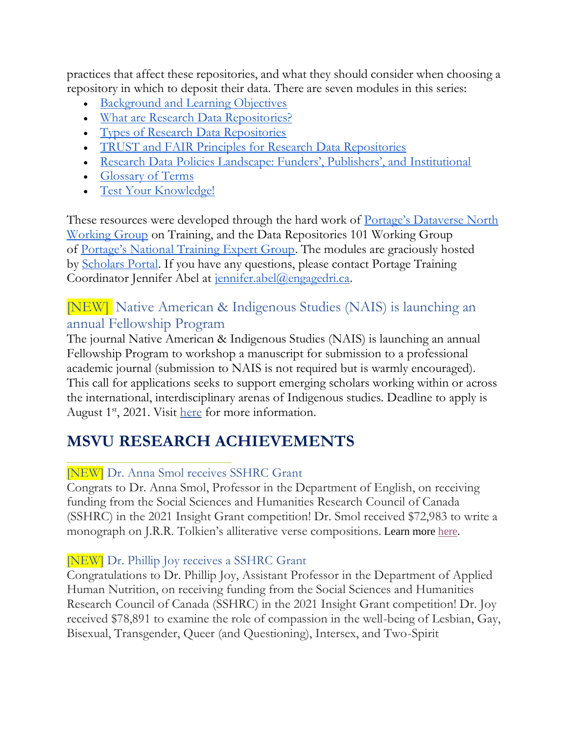practices that affect these repositories, and what they should consider when choosing a repository in which to deposit their data. There are seven modules in this series:

- Background and Learning Objectives
- What are Research Data Repositories?
- Types of Research Data Repositories
- TRUST and FAIR Principles for Research Data Repositories
- Research Data Policies Landscape: Funders', Publishers', and Institutional
- Glossary of Terms
- Test Your Knowledge!

These resources were developed through the hard work of Portage's Dataverse North Working Group on Training, and the Data Repositories 101 Working Group of Portage's National Training Expert Group. The modules are graciously hosted by Scholars Portal. If you have any questions, please contact Portage Training Coordinator Jennifer Abel at jennifer.abel@engagedri.ca.

### [NEW] Native American & Indigenous Studies (NAIS) is launching an annual Fellowship Program

The journal Native American & Indigenous Studies (NAIS) is launching an annual Fellowship Program to workshop a manuscript for submission to a professional academic journal (submission to NAIS is not required but is warmly encouraged). This call for applications seeks to support emerging scholars working within or across the international, interdisciplinary arenas of Indigenous studies. Deadline to apply is August 1st, 2021. Visit here for more information.

## MSVU RESEARCH ACHIEVEMENTS

### [NEW] Dr. Anna Smol receives SSHRC Grant

Congrats to Dr. Anna Smol, Professor in the Department of English, on receiving funding from the Social Sciences and Humanities Research Council of Canada (SSHRC) in the 2021 Insight Grant competition! Dr. Smol received $72,983 to write a monograph on J.R.R. Tolkien's alliterative verse compositions. Learn more here.

### [NEW] Dr. Phillip Joy receives a SSHRC Grant

Congratulations to Dr. Phillip Joy, Assistant Professor in the Department of Applied Human Nutrition, on receiving funding from the Social Sciences and Humanities Research Council of Canada (SSHRC) in the 2021 Insight Grant competition! Dr. Joy received $78,891 to examine the role of compassion in the well-being of Lesbian, Gay, Bisexual, Transgender, Queer (and Questioning), Intersex, and Two-Spirit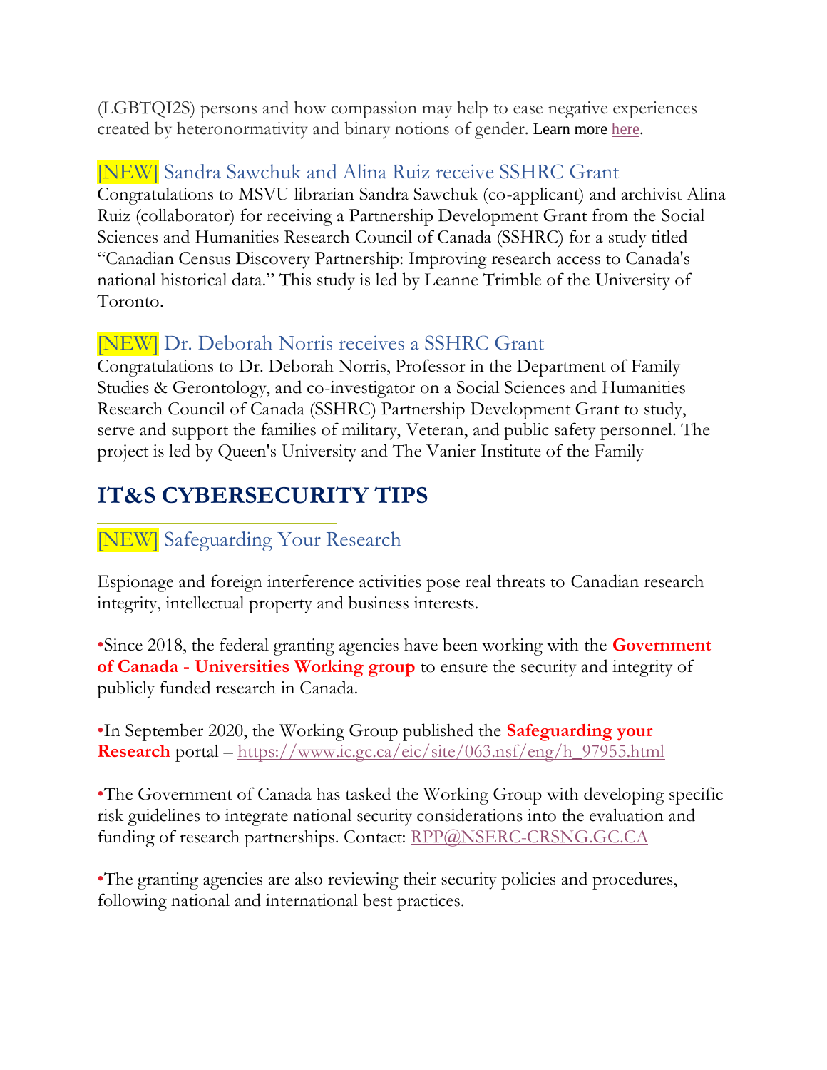(LGBTQI2S) persons and how compassion may help to ease negative experiences created by heteronormativity and binary notions of gender. Learn more here.

### [NEW] Sandra Sawchuk and Alina Ruiz receive SSHRC Grant

Congratulations to MSVU librarian Sandra Sawchuk (co-applicant) and archivist Alina Ruiz (collaborator) for receiving a Partnership Development Grant from the Social Sciences and Humanities Research Council of Canada (SSHRC) for a study titled "Canadian Census Discovery Partnership: Improving research access to Canada's national historical data." This study is led by Leanne Trimble of the University of Toronto.

### [NEW] Dr. Deborah Norris receives a SSHRC Grant

Congratulations to Dr. Deborah Norris, Professor in the Department of Family Studies & Gerontology, and co-investigator on a Social Sciences and Humanities Research Council of Canada (SSHRC) Partnership Development Grant to study, serve and support the families of military, Veteran, and public safety personnel. The project is led by Queen's University and The Vanier Institute of the Family

## IT&S CYBERSECURITY TIPS

### [NEW] Safeguarding Your Research

Espionage and foreign interference activities pose real threats to Canadian research integrity, intellectual property and business interests.

•Since 2018, the federal granting agencies have been working with the **Government of Canada - Universities Working group** to ensure the security and integrity of publicly funded research in Canada.

•In September 2020, the Working Group published the **Safeguarding your Research** portal – https://www.ic.gc.ca/eic/site/063.nsf/eng/h_97955.html

•The Government of Canada has tasked the Working Group with developing specific risk guidelines to integrate national security considerations into the evaluation and funding of research partnerships. Contact: RPP@NSERC-CRSNG.GC.CA

•The granting agencies are also reviewing their security policies and procedures, following national and international best practices.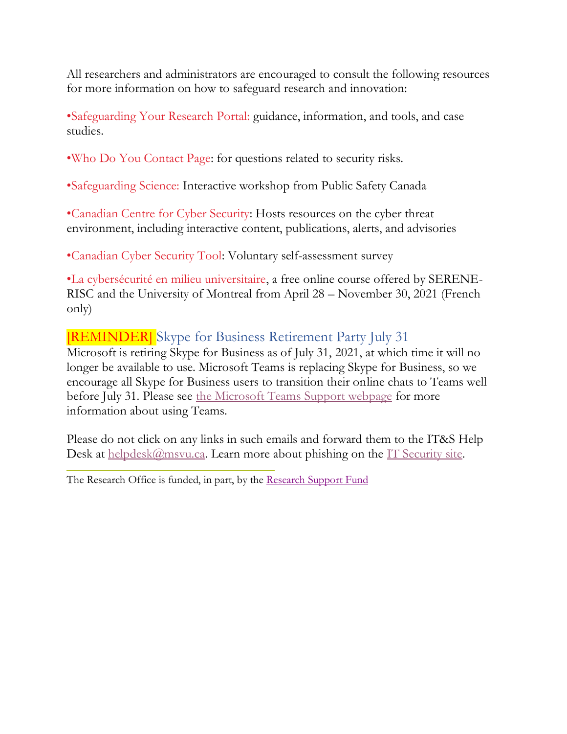All researchers and administrators are encouraged to consult the following resources for more information on how to safeguard research and innovation:

•Safeguarding Your Research Portal: guidance, information, and tools, and case studies.

•Who Do You Contact Page: for questions related to security risks.

•Safeguarding Science: Interactive workshop from Public Safety Canada

•Canadian Centre for Cyber Security: Hosts resources on the cyber threat environment, including interactive content, publications, alerts, and advisories

•Canadian Cyber Security Tool: Voluntary self-assessment survey

•La cybersécurité en milieu universitaire, a free online course offered by SERENE-RISC and the University of Montreal from April 28 – November 30, 2021 (French only)

## [REMINDER] Skype for Business Retirement Party July 31

Microsoft is retiring Skype for Business as of July 31, 2021, at which time it will no longer be available to use. Microsoft Teams is replacing Skype for Business, so we encourage all Skype for Business users to transition their online chats to Teams well before July 31. Please see the Microsoft Teams Support webpage for more information about using Teams.

Please do not click on any links in such emails and forward them to the IT&S Help Desk at helpdesk@msvu.ca. Learn more about phishing on the IT Security site.

---

The Research Office is funded, in part, by the Research Support Fund